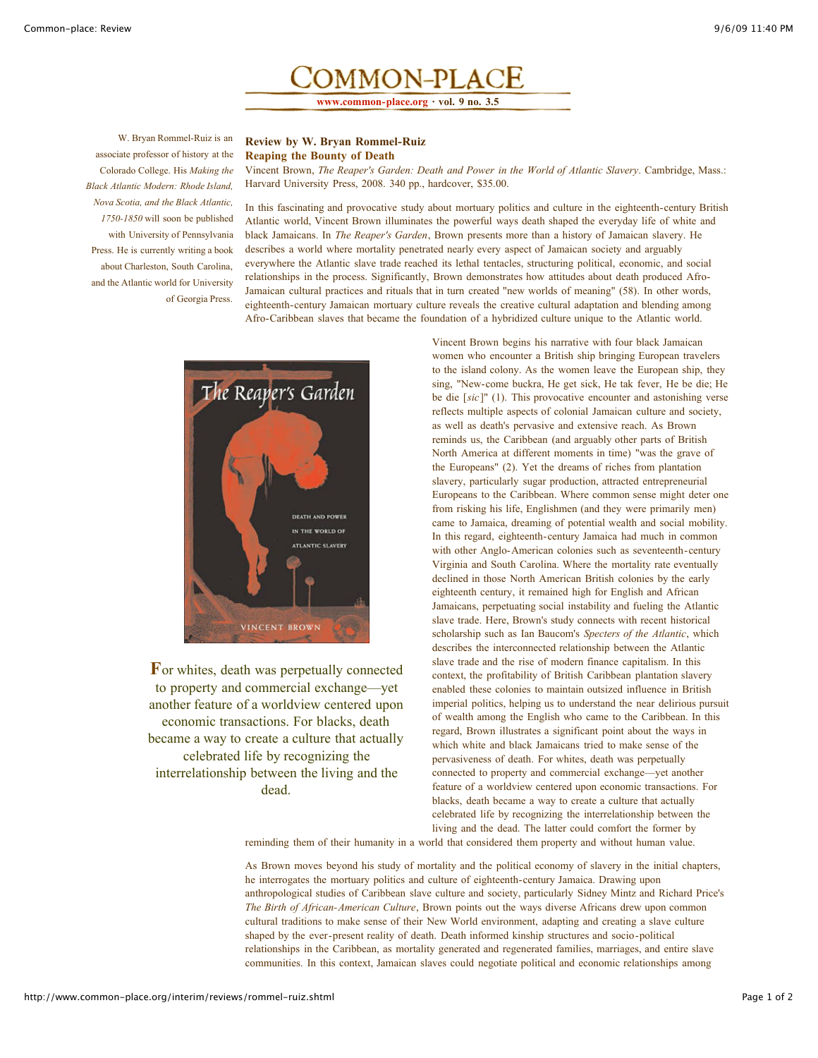# COMMON-PLACE

**www.common-place.org · vol. 9 no. 3.5**

W. Bryan Rommel-Ruiz is an associate professor of history at the Colorado College. His *Making the Black Atlantic Modern: Rhode Island, Nova Scotia, and the Black Atlantic, 1750-1850* will soon be published with University of Pennsylvania Press. He is currently writing a book about Charleston, South Carolina, and the Atlantic world for University of Georgia Press.

**Review by W. Bryan Rommel-Ruiz**
**Reaping the Bounty of Death**

Vincent Brown, *The Reaper's Garden: Death and Power in the World of Atlantic Slavery*. Cambridge, Mass.: Harvard University Press, 2008. 340 pp., hardcover, $35.00.

In this fascinating and provocative study about mortuary politics and culture in the eighteenth-century British Atlantic world, Vincent Brown illuminates the powerful ways death shaped the everyday life of white and black Jamaicans. In *The Reaper's Garden*, Brown presents more than a history of Jamaican slavery. He describes a world where mortality penetrated nearly every aspect of Jamaican society and arguably everywhere the Atlantic slave trade reached its lethal tentacles, structuring political, economic, and social relationships in the process. Significantly, Brown demonstrates how attitudes about death produced Afro-Jamaican cultural practices and rituals that in turn created "new worlds of meaning" (58). In other words, eighteenth-century Jamaican mortuary culture reveals the creative cultural adaptation and blending among Afro-Caribbean slaves that became the foundation of a hybridized culture unique to the Atlantic world.

Vincent Brown begins his narrative with four black Jamaican women who encounter a British ship bringing European travelers to the island colony. As the women leave the European ship, they sing, "New-come buckra, He get sick, He tak fever, He be die; He be die [*sic*]" (1). This provocative encounter and astonishing verse reflects multiple aspects of colonial Jamaican culture and society, as well as death's pervasive and extensive reach. As Brown reminds us, the Caribbean (and arguably other parts of British North America at different moments in time) "was the grave of the Europeans" (2). Yet the dreams of riches from plantation slavery, particularly sugar production, attracted entrepreneurial Europeans to the Caribbean. Where common sense might deter one from risking his life, Englishmen (and they were primarily men) came to Jamaica, dreaming of potential wealth and social mobility. In this regard, eighteenth-century Jamaica had much in common with other Anglo-American colonies such as seventeenth-century Virginia and South Carolina. Where the mortality rate eventually declined in those North American British colonies by the early eighteenth century, it remained high for English and African Jamaicans, perpetuating social instability and fueling the Atlantic slave trade. Here, Brown's study connects with recent historical scholarship such as Ian Baucom's *Specters of the Atlantic*, which describes the interconnected relationship between the Atlantic slave trade and the rise of modern finance capitalism. In this context, the profitability of British Caribbean plantation slavery enabled these colonies to maintain outsized influence in British imperial politics, helping us to understand the near delirious pursuit of wealth among the English who came to the Caribbean. In this regard, Brown illustrates a significant point about the ways in which white and black Jamaicans tried to make sense of the pervasiveness of death. For whites, death was perpetually connected to property and commercial exchange—yet another feature of a worldview centered upon economic transactions. For blacks, death became a way to create a culture that actually celebrated life by recognizing the interrelationship between the living and the dead. The latter could comfort the former by reminding them of their humanity in a world that considered them property and without human value.

> For whites, death was perpetually connected to property and commercial exchange—yet another feature of a worldview centered upon economic transactions. For blacks, death became a way to create a culture that actually celebrated life by recognizing the interrelationship between the living and the dead.

As Brown moves beyond his study of mortality and the political economy of slavery in the initial chapters, he interrogates the mortuary politics and culture of eighteenth-century Jamaica. Drawing upon anthropological studies of Caribbean slave culture and society, particularly Sidney Mintz and Richard Price's *The Birth of African-American Culture*, Brown points out the ways diverse Africans drew upon common cultural traditions to make sense of their New World environment, adapting and creating a slave culture shaped by the ever-present reality of death. Death informed kinship structures and socio-political relationships in the Caribbean, as mortality generated and regenerated families, marriages, and entire slave communities. In this context, Jamaican slaves could negotiate political and economic relationships among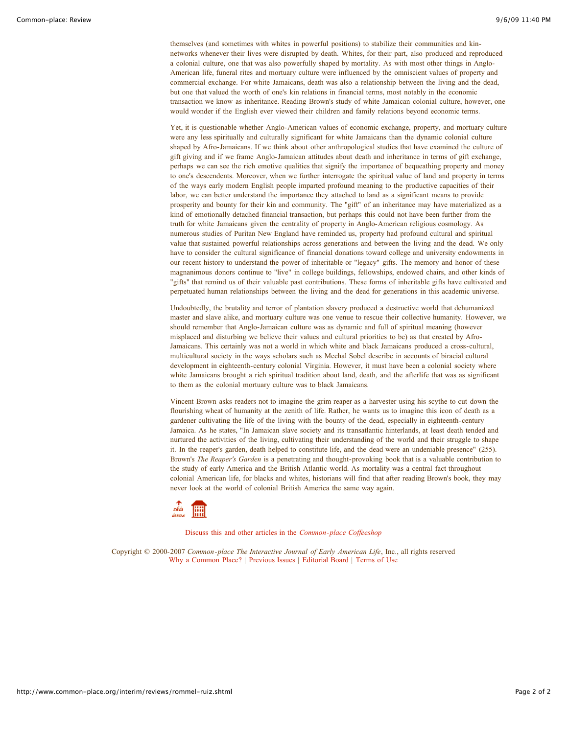themselves (and sometimes with whites in powerful positions) to stabilize their communities and kin-networks whenever their lives were disrupted by death. Whites, for their part, also produced and reproduced a colonial culture, one that was also powerfully shaped by mortality. As with most other things in Anglo-American life, funeral rites and mortuary culture were influenced by the omniscient values of property and commercial exchange. For white Jamaicans, death was also a relationship between the living and the dead, but one that valued the worth of one's kin relations in financial terms, most notably in the economic transaction we know as inheritance. Reading Brown's study of white Jamaican colonial culture, however, one would wonder if the English ever viewed their children and family relations beyond economic terms.

Yet, it is questionable whether Anglo-American values of economic exchange, property, and mortuary culture were any less spiritually and culturally significant for white Jamaicans than the dynamic colonial culture shaped by Afro-Jamaicans. If we think about other anthropological studies that have examined the culture of gift giving and if we frame Anglo-Jamaican attitudes about death and inheritance in terms of gift exchange, perhaps we can see the rich emotive qualities that signify the importance of bequeathing property and money to one's descendents. Moreover, when we further interrogate the spiritual value of land and property in terms of the ways early modern English people imparted profound meaning to the productive capacities of their labor, we can better understand the importance they attached to land as a significant means to provide prosperity and bounty for their kin and community. The "gift" of an inheritance may have materialized as a kind of emotionally detached financial transaction, but perhaps this could not have been further from the truth for white Jamaicans given the centrality of property in Anglo-American religious cosmology. As numerous studies of Puritan New England have reminded us, property had profound cultural and spiritual value that sustained powerful relationships across generations and between the living and the dead. We only have to consider the cultural significance of financial donations toward college and university endowments in our recent history to understand the power of inheritable or "legacy" gifts. The memory and honor of these magnanimous donors continue to "live" in college buildings, fellowships, endowed chairs, and other kinds of "gifts" that remind us of their valuable past contributions. These forms of inheritable gifts have cultivated and perpetuated human relationships between the living and the dead for generations in this academic universe.

Undoubtedly, the brutality and terror of plantation slavery produced a destructive world that dehumanized master and slave alike, and mortuary culture was one venue to rescue their collective humanity. However, we should remember that Anglo-Jamaican culture was as dynamic and full of spiritual meaning (however misplaced and disturbing we believe their values and cultural priorities to be) as that created by Afro-Jamaicans. This certainly was not a world in which white and black Jamaicans produced a cross-cultural, multicultural society in the ways scholars such as Mechal Sobel describe in accounts of biracial cultural development in eighteenth-century colonial Virginia. However, it must have been a colonial society where white Jamaicans brought a rich spiritual tradition about land, death, and the afterlife that was as significant to them as the colonial mortuary culture was to black Jamaicans.

Vincent Brown asks readers not to imagine the grim reaper as a harvester using his scythe to cut down the flourishing wheat of humanity at the zenith of life. Rather, he wants us to imagine this icon of death as a gardener cultivating the life of the living with the bounty of the dead, especially in eighteenth-century Jamaica. As he states, "In Jamaican slave society and its transatlantic hinterlands, at least death tended and nurtured the activities of the living, cultivating their understanding of the world and their struggle to shape it. In the reaper's garden, death helped to constitute life, and the dead were an undeniable presence" (255). Brown's *The Reaper's Garden* is a penetrating and thought-provoking book that is a valuable contribution to the study of early America and the British Atlantic world. As mortality was a central fact throughout colonial American life, for blacks and whites, historians will find that after reading Brown's book, they may never look at the world of colonial British America the same way again.

Discuss this and other articles in the *Common-place Coffeeshop*

Copyright © 2000-2007 *Common-place The Interactive Journal of Early American Life*, Inc., all rights reserved
Why a Common Place? | Previous Issues | Editorial Board | Terms of Use